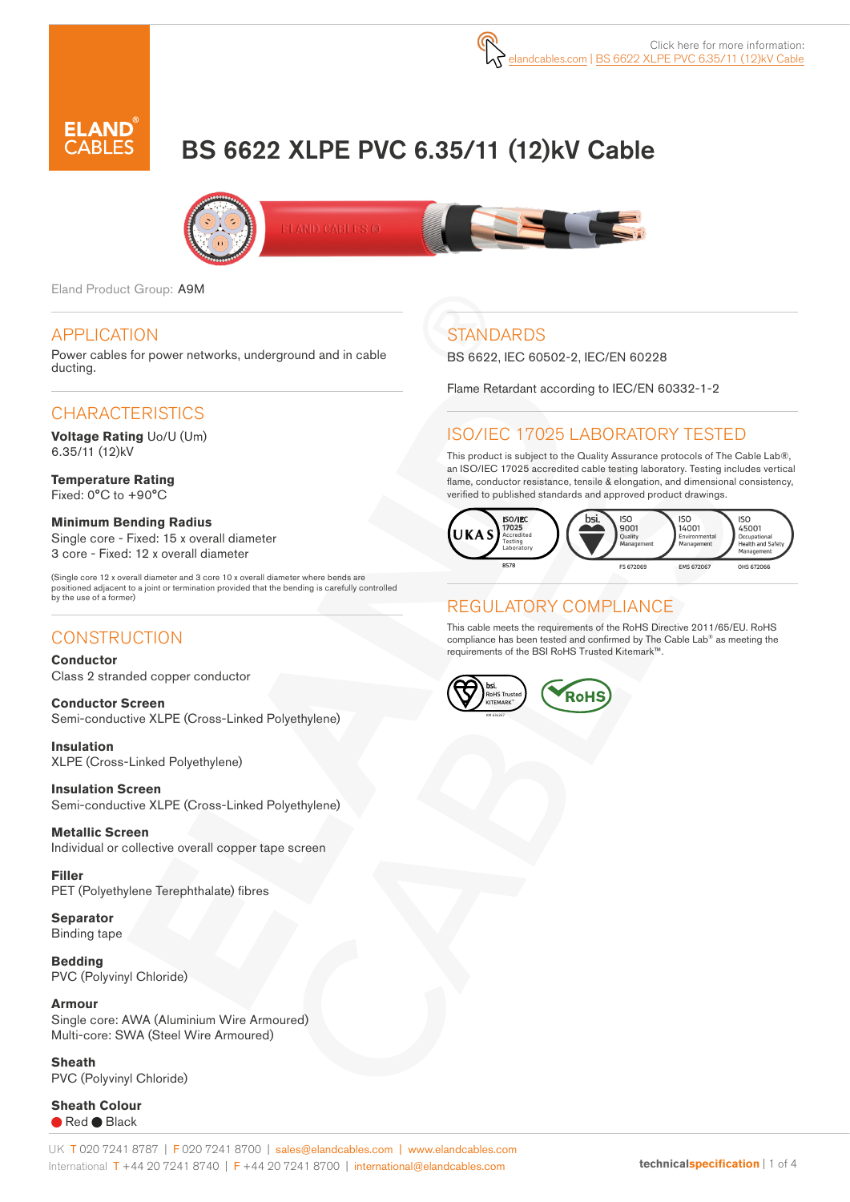Click here for more information: elandcables.com | BS 6622 XLPE PVC 6.35/11 (12)kV Cable

# BS 6622 XLPE PVC 6.35/11 (12)kV Cable

Eland Product Group: A9M

## APPLICATION

Power cables for power networks, underground and in cable ducting.

## CHARACTERISTICS

**Voltage Rating** Uo/U (Um)
6.35/11 (12)kV

**Temperature Rating**
Fixed: 0°C to +90°C

**Minimum Bending Radius**
Single core - Fixed: 15 x overall diameter
3 core - Fixed: 12 x overall diameter

(Single core 12 x overall diameter and 3 core 10 x overall diameter where bends are positioned adjacent to a joint or termination provided that the bending is carefully controlled by the use of a former)

## CONSTRUCTION

**Conductor**
Class 2 stranded copper conductor

**Conductor Screen**
Semi-conductive XLPE (Cross-Linked Polyethylene)

**Insulation**
XLPE (Cross-Linked Polyethylene)

**Insulation Screen**
Semi-conductive XLPE (Cross-Linked Polyethylene)

**Metallic Screen**
Individual or collective overall copper tape screen

**Filler**
PET (Polyethylene Terephthalate) fibres

**Separator**
Binding tape

**Bedding**
PVC (Polyvinyl Chloride)

**Armour**
Single core: AWA (Aluminium Wire Armoured)
Multi-core: SWA (Steel Wire Armoured)

**Sheath**
PVC (Polyvinyl Chloride)

**Sheath Colour**
Red, Black

## STANDARDS

BS 6622, IEC 60502-2, IEC/EN 60228

Flame Retardant according to IEC/EN 60332-1-2

## ISO/IEC 17025 LABORATORY TESTED

This product is subject to the Quality Assurance protocols of The Cable Lab®, an ISO/IEC 17025 accredited cable testing laboratory. Testing includes vertical flame, conductor resistance, tensile & elongation, and dimensional consistency, verified to published standards and approved product drawings.

UKAS ISO/IEC 17025 Accredited Testing Laboratory 8578 | bsi. ISO 9001 Quality Management FS 672069 | ISO 14001 Environmental Management EMS 672067 | ISO 45001 Occupational Health and Safety Management OHS 672066

## REGULATORY COMPLIANCE

This cable meets the requirements of the RoHS Directive 2011/65/EU. RoHS compliance has been tested and confirmed by The Cable Lab® as meeting the requirements of the BSI RoHS Trusted Kitemark™.

bsi. RoHS Trusted KITEMARK™ | RoHS

UK T 020 7241 8787 | F 020 7241 8700 | sales@elandcables.com | www.elandcables.com
International T +44 20 7241 8740 | F +44 20 7241 8700 | international@elandcables.com

technicalspecification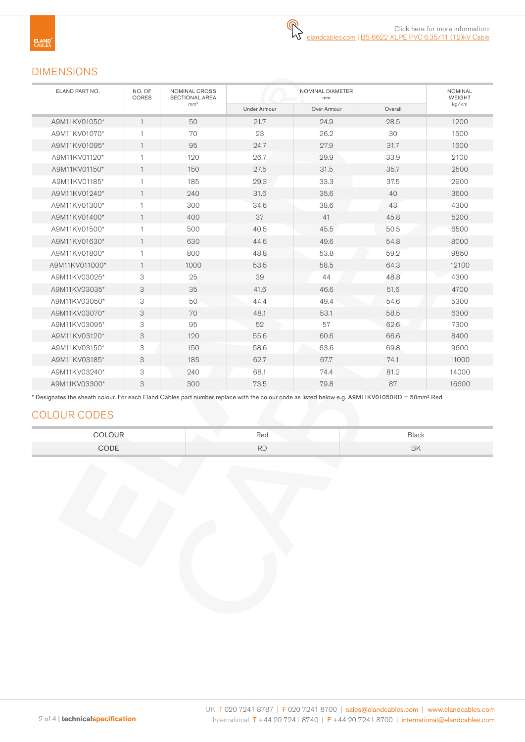Click here for more information:
elandcables.com | BS 6622 XLPE PVC 6.35/11 (12)kV Cable

## DIMENSIONS

| ELAND PART NO. | NO. OF CORES | NOMINAL CROSS SECTIONAL AREA mm² | NOMINAL DIAMETER mm | | | NOMINAL WEIGHT kg/km |
|---|---|---|---|---|---|---|
| | | | Under Armour | Over Armour | Overall | |
| A9M11KV01050* | 1 | 50 | 21.7 | 24.9 | 28.5 | 1200 |
| A9M11KV01070* | 1 | 70 | 23 | 26.2 | 30 | 1500 |
| A9M11KV01095* | 1 | 95 | 24.7 | 27.9 | 31.7 | 1600 |
| A9M11KV01120* | 1 | 120 | 26.7 | 29.9 | 33.9 | 2100 |
| A9M11KV01150* | 1 | 150 | 27.5 | 31.5 | 35.7 | 2500 |
| A9M11KV01185* | 1 | 185 | 29.3 | 33.3 | 37.5 | 2900 |
| A9M11KV01240* | 1 | 240 | 31.6 | 35.6 | 40 | 3600 |
| A9M11KV01300* | 1 | 300 | 34.6 | 38.6 | 43 | 4300 |
| A9M11KV01400* | 1 | 400 | 37 | 41 | 45.8 | 5200 |
| A9M11KV01500* | 1 | 500 | 40.5 | 45.5 | 50.5 | 6500 |
| A9M11KV01630* | 1 | 630 | 44.6 | 49.6 | 54.8 | 8000 |
| A9M11KV01800* | 1 | 800 | 48.8 | 53.8 | 59.2 | 9850 |
| A9M11KV011000* | 1 | 1000 | 53.5 | 58.5 | 64.3 | 12100 |
| A9M11KV03025* | 3 | 25 | 39 | 44 | 48.8 | 4300 |
| A9M11KV03035* | 3 | 35 | 41.6 | 46.6 | 51.6 | 4700 |
| A9M11KV03050* | 3 | 50 | 44.4 | 49.4 | 54.6 | 5300 |
| A9M11KV03070* | 3 | 70 | 48.1 | 53.1 | 58.5 | 6300 |
| A9M11KV03095* | 3 | 95 | 52 | 57 | 62.6 | 7300 |
| A9M11KV03120* | 3 | 120 | 55.6 | 60.6 | 66.6 | 8400 |
| A9M11KV03150* | 3 | 150 | 58.6 | 63.6 | 69.8 | 9600 |
| A9M11KV03185* | 3 | 185 | 62.7 | 67.7 | 74.1 | 11000 |
| A9M11KV03240* | 3 | 240 | 68.1 | 74.4 | 81.2 | 14000 |
| A9M11KV03300* | 3 | 300 | 73.5 | 79.8 | 87 | 16600 |

* Designates the sheath colour. For each Eland Cables part number replace with the colour code as listed below e.g. A9M11KV01050RD = 50mm² Red

## COLOUR CODES

| COLOUR | Red | Black |
|---|---|---|
| CODE | RD | BK |

UK T 020 7241 8787 | F 020 7241 8700 | sales@elandcables.com | www.elandcables.com
International T +44 20 7241 8740 | F +44 20 7241 8700 | international@elandcables.com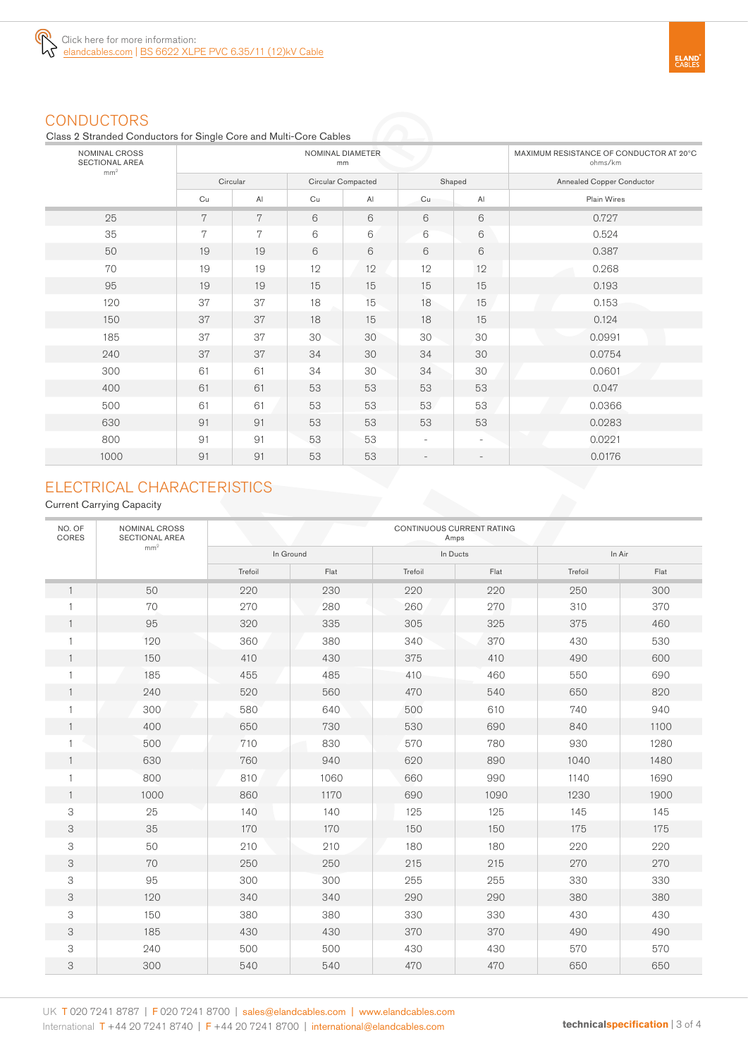Click here for more information:
elandcables.com | BS 6622 XLPE PVC 6.35/11 (12)kV Cable

## CONDUCTORS

Class 2 Stranded Conductors for Single Core and Multi-Core Cables

| NOMINAL CROSS SECTIONAL AREA $mm^2$ | NOMINAL DIAMETER mm | | | | | | MAXIMUM RESISTANCE OF CONDUCTOR AT 20°C ohms/km |
|---|---|---|---|---|---|---|---|
| | Circular | | Circular Compacted | | Shaped | | Annealed Copper Conductor |
| | Cu | Al | Cu | Al | Cu | Al | Plain Wires |
| 25 | 7 | 7 | 6 | 6 | 6 | 6 | 0.727 |
| 35 | 7 | 7 | 6 | 6 | 6 | 6 | 0.524 |
| 50 | 19 | 19 | 6 | 6 | 6 | 6 | 0.387 |
| 70 | 19 | 19 | 12 | 12 | 12 | 12 | 0.268 |
| 95 | 19 | 19 | 15 | 15 | 15 | 15 | 0.193 |
| 120 | 37 | 37 | 18 | 15 | 18 | 15 | 0.153 |
| 150 | 37 | 37 | 18 | 15 | 18 | 15 | 0.124 |
| 185 | 37 | 37 | 30 | 30 | 30 | 30 | 0.0991 |
| 240 | 37 | 37 | 34 | 30 | 34 | 30 | 0.0754 |
| 300 | 61 | 61 | 34 | 30 | 34 | 30 | 0.0601 |
| 400 | 61 | 61 | 53 | 53 | 53 | 53 | 0.047 |
| 500 | 61 | 61 | 53 | 53 | 53 | 53 | 0.0366 |
| 630 | 91 | 91 | 53 | 53 | 53 | 53 | 0.0283 |
| 800 | 91 | 91 | 53 | 53 | - | - | 0.0221 |
| 1000 | 91 | 91 | 53 | 53 | - | - | 0.0176 |

## ELECTRICAL CHARACTERISTICS

Current Carrying Capacity

| NO. OF CORES | NOMINAL CROSS SECTIONAL AREA $mm^2$ | CONTINUOUS CURRENT RATING Amps | | | | | |
|---|---|---|---|---|---|---|---|
| | | In Ground | | In Ducts | | In Air | |
| | | Trefoil | Flat | Trefoil | Flat | Trefoil | Flat |
| 1 | 50 | 220 | 230 | 220 | 220 | 250 | 300 |
| 1 | 70 | 270 | 280 | 260 | 270 | 310 | 370 |
| 1 | 95 | 320 | 335 | 305 | 325 | 375 | 460 |
| 1 | 120 | 360 | 380 | 340 | 370 | 430 | 530 |
| 1 | 150 | 410 | 430 | 375 | 410 | 490 | 600 |
| 1 | 185 | 455 | 485 | 410 | 460 | 550 | 690 |
| 1 | 240 | 520 | 560 | 470 | 540 | 650 | 820 |
| 1 | 300 | 580 | 640 | 500 | 610 | 740 | 940 |
| 1 | 400 | 650 | 730 | 530 | 690 | 840 | 1100 |
| 1 | 500 | 710 | 830 | 570 | 780 | 930 | 1280 |
| 1 | 630 | 760 | 940 | 620 | 890 | 1040 | 1480 |
| 1 | 800 | 810 | 1060 | 660 | 990 | 1140 | 1690 |
| 1 | 1000 | 860 | 1170 | 690 | 1090 | 1230 | 1900 |
| 3 | 25 | 140 | 140 | 125 | 125 | 145 | 145 |
| 3 | 35 | 170 | 170 | 150 | 150 | 175 | 175 |
| 3 | 50 | 210 | 210 | 180 | 180 | 220 | 220 |
| 3 | 70 | 250 | 250 | 215 | 215 | 270 | 270 |
| 3 | 95 | 300 | 300 | 255 | 255 | 330 | 330 |
| 3 | 120 | 340 | 340 | 290 | 290 | 380 | 380 |
| 3 | 150 | 380 | 380 | 330 | 330 | 430 | 430 |
| 3 | 185 | 430 | 430 | 370 | 370 | 490 | 490 |
| 3 | 240 | 500 | 500 | 430 | 430 | 570 | 570 |
| 3 | 300 | 540 | 540 | 470 | 470 | 650 | 650 |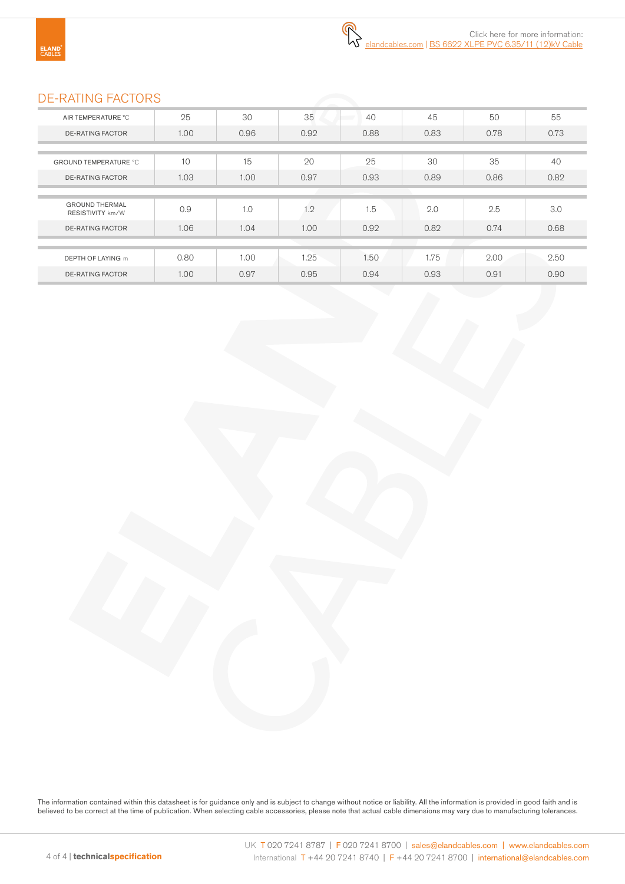Click here for more information:
elandcables.com | BS 6622 XLPE PVC 6.35/11 (12)kV Cable

## DE-RATING FACTORS

| | | | | | | | |
|---|---|---|---|---|---|---|---|
| AIR TEMPERATURE °C | 25 | 30 | 35 | 40 | 45 | 50 | 55 |
| DE-RATING FACTOR | 1.00 | 0.96 | 0.92 | 0.88 | 0.83 | 0.78 | 0.73 |

| | | | | | | | |
|---|---|---|---|---|---|---|---|
| GROUND TEMPERATURE °C | 10 | 15 | 20 | 25 | 30 | 35 | 40 |
| DE-RATING FACTOR | 1.03 | 1.00 | 0.97 | 0.93 | 0.89 | 0.86 | 0.82 |

| | | | | | | | |
|---|---|---|---|---|---|---|---|
| GROUND THERMAL RESISTIVITY km/W | 0.9 | 1.0 | 1.2 | 1.5 | 2.0 | 2.5 | 3.0 |
| DE-RATING FACTOR | 1.06 | 1.04 | 1.00 | 0.92 | 0.82 | 0.74 | 0.68 |

| | | | | | | | |
|---|---|---|---|---|---|---|---|
| DEPTH OF LAYING m | 0.80 | 1.00 | 1.25 | 1.50 | 1.75 | 2.00 | 2.50 |
| DE-RATING FACTOR | 1.00 | 0.97 | 0.95 | 0.94 | 0.93 | 0.91 | 0.90 |

The information contained within this datasheet is for guidance only and is subject to change without notice or liability. All the information is provided in good faith and is believed to be correct at the time of publication. When selecting cable accessories, please note that actual cable dimensions may vary due to manufacturing tolerances.

UK T 020 7241 8787 | F 020 7241 8700 | sales@elandcables.com | www.elandcables.com
International T +44 20 7241 8740 | F +44 20 7241 8700 | international@elandcables.com